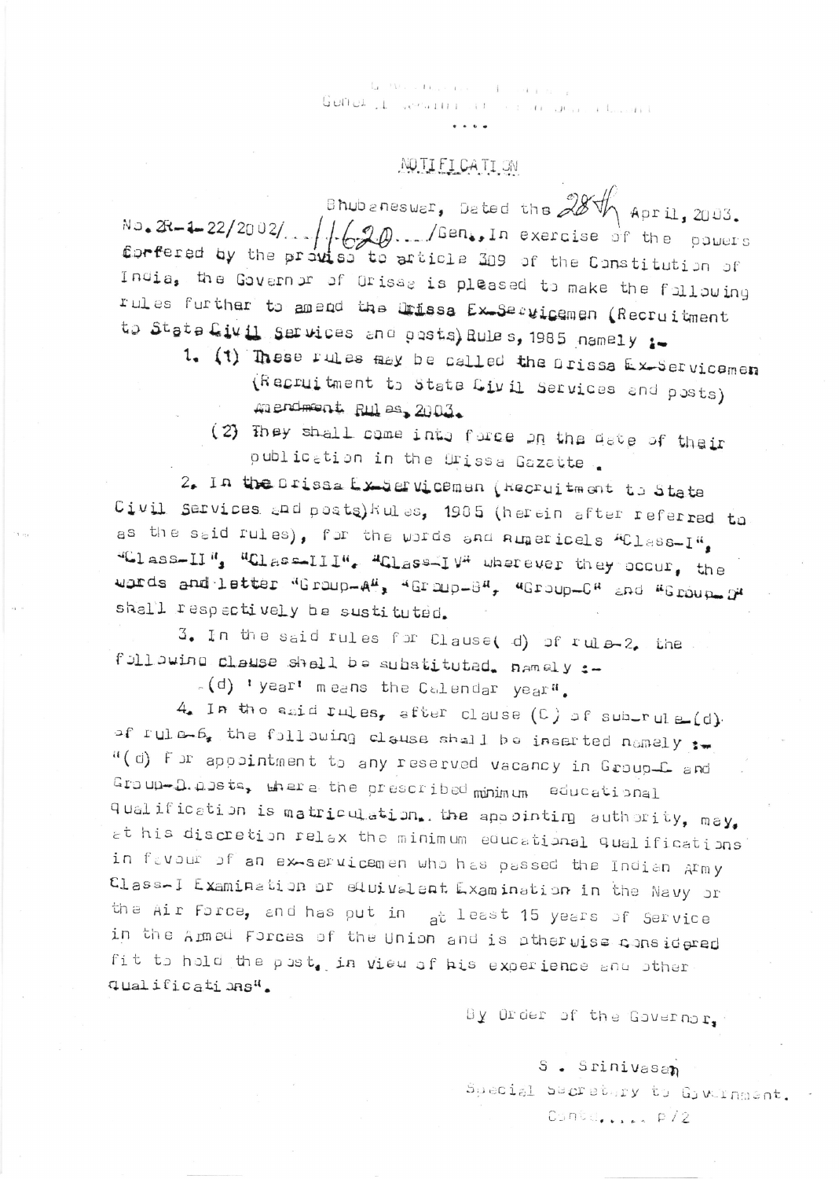GOVERNMENT OF ORISSA
GENERAL ADMINISTRATION DEPARTMENT

....

## NOTIFICATION

Bhubaneswar, Dated the 28th April, 2003.

No. 2R-1-22/2002/...11620.../Gen., In exercise of the powers conferred by the proviso to article 309 of the Constitution of India, the Governor of Orissa is pleased to make the following rules further to amend the Orissa Ex-Servicemen (Recruitment to State Civil Services and posts) Rules, 1985 namely :-

1. (1) These rules may be called the Orissa Ex-Servicemen (Recruitment to State Civil Services and posts) Amendment Rules, 2003.

   (2) They shall come into force on the date of their publication in the Orissa Gazette.

2. In the Orissa Ex-Servicemen (Recruitment to State Civil Services and posts) Rules, 1985 (herein after referred to as the said rules), for the words and numericals "Class-I", "Class-II", "Class-III", "Class-IV" wherever they occur, the words and letter "Group-A", "Group-B", "Group-C" and "Group-D" shall respectively be sustituted.

3. In the said rules for Clause (d) of rule-2, the following clause shall be substituted, namely :-

   "(d) 'year' means the Calendar year".

4. In the said rules, after clause (C) of sub-rule (d) of rule-6, the following clause shall be inserted namely :-

   "(d) For appointment to any reserved vacancy in Group-C and Group-D posts, where the prescribed minimum educational qualification is matriculation, the appointing authority, may, at his discretion relax the minimum educational qualifications in favour of an ex-servicemen who has passed the Indian Army Class-I Examination or equivalent Examination in the Navy or the Air Force, and has put in at least 15 years of Service in the Armed Forces of the Union and is otherwise considered fit to hold the post, in view of his experience and other qualifications".

By Order of the Governor,

S. Srinivasan
Special Secretary to Government.

Contd...... P/2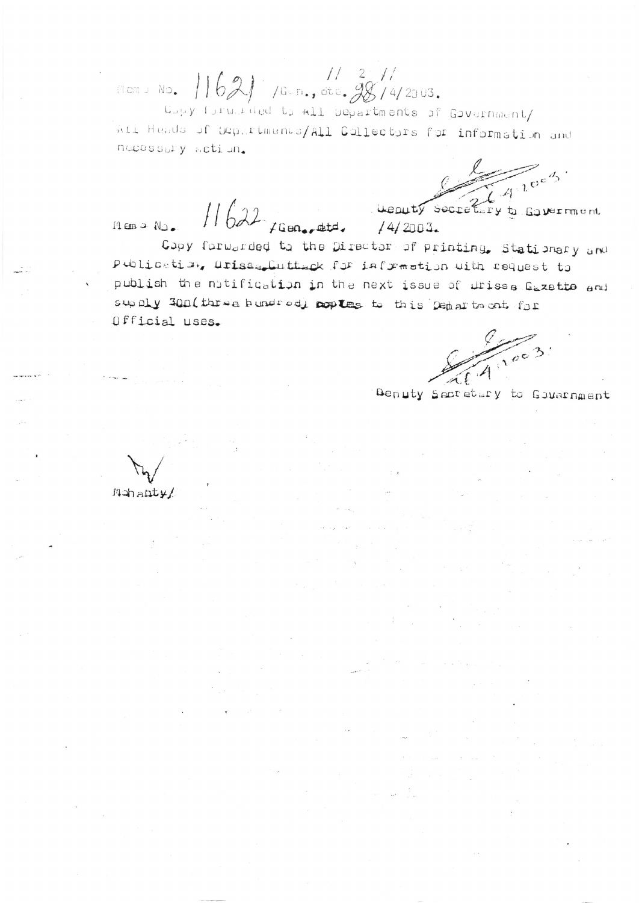Memo No. 11621 /Gen., dt. 28/4/2003.

Copy forwarded to All Departments of Government/ All Heads of Departments/All Collectors for information and necessary action.

Deputy Secretary to Government

Memo No. 11622 /Gen., dtd. /4/2003.

Copy forwarded to the Director of printing, Stationary and Publication, Orissa, Cuttack for information with request to publish the notification in the next issue of Orissa Gazette and supply 300(three hundred) copies to this Department for Official uses.

Deputy Secretary to Government

Mohanty/